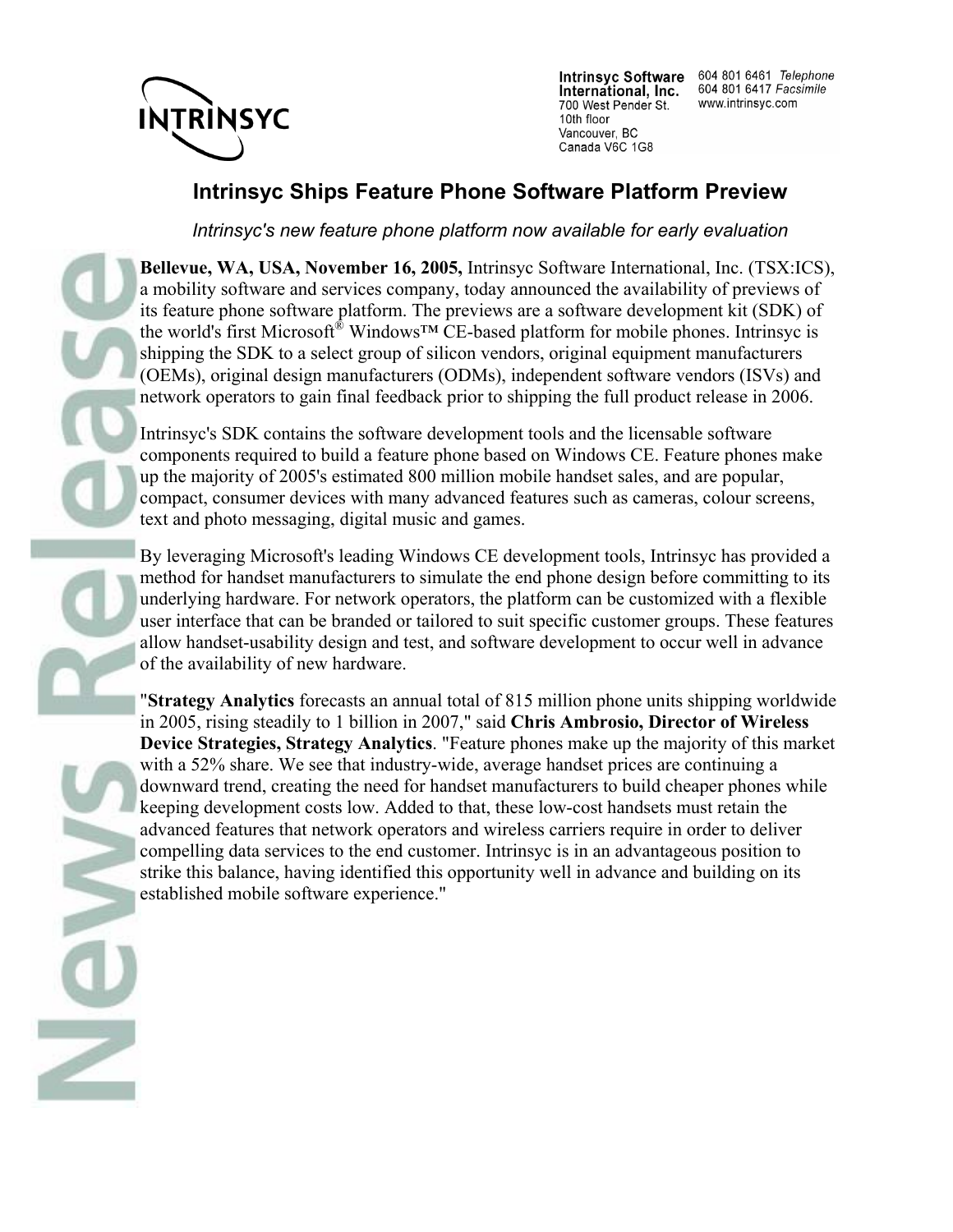**Intrinsyc Software International, Inc.**
700 West Pender St.
10th floor
Vancouver, BC
Canada V6C 1G8

604 801 6461 *Telephone*
604 801 6417 *Facsimile*
www.intrinsyc.com

# Intrinsyc Ships Feature Phone Software Platform Preview

*Intrinsyc's new feature phone platform now available for early evaluation*

**Bellevue, WA, USA, November 16, 2005,** Intrinsyc Software International, Inc. (TSX:ICS), a mobility software and services company, today announced the availability of previews of its feature phone software platform. The previews are a software development kit (SDK) of the world's first Microsoft® Windows™ CE-based platform for mobile phones. Intrinsyc is shipping the SDK to a select group of silicon vendors, original equipment manufacturers (OEMs), original design manufacturers (ODMs), independent software vendors (ISVs) and network operators to gain final feedback prior to shipping the full product release in 2006.

Intrinsyc's SDK contains the software development tools and the licensable software components required to build a feature phone based on Windows CE. Feature phones make up the majority of 2005's estimated 800 million mobile handset sales, and are popular, compact, consumer devices with many advanced features such as cameras, colour screens, text and photo messaging, digital music and games.

By leveraging Microsoft's leading Windows CE development tools, Intrinsyc has provided a method for handset manufacturers to simulate the end phone design before committing to its underlying hardware. For network operators, the platform can be customized with a flexible user interface that can be branded or tailored to suit specific customer groups. These features allow handset-usability design and test, and software development to occur well in advance of the availability of new hardware.

"**Strategy Analytics** forecasts an annual total of 815 million phone units shipping worldwide in 2005, rising steadily to 1 billion in 2007," said **Chris Ambrosio, Director of Wireless Device Strategies, Strategy Analytics**. "Feature phones make up the majority of this market with a 52% share. We see that industry-wide, average handset prices are continuing a downward trend, creating the need for handset manufacturers to build cheaper phones while keeping development costs low. Added to that, these low-cost handsets must retain the advanced features that network operators and wireless carriers require in order to deliver compelling data services to the end customer. Intrinsyc is in an advantageous position to strike this balance, having identified this opportunity well in advance and building on its established mobile software experience."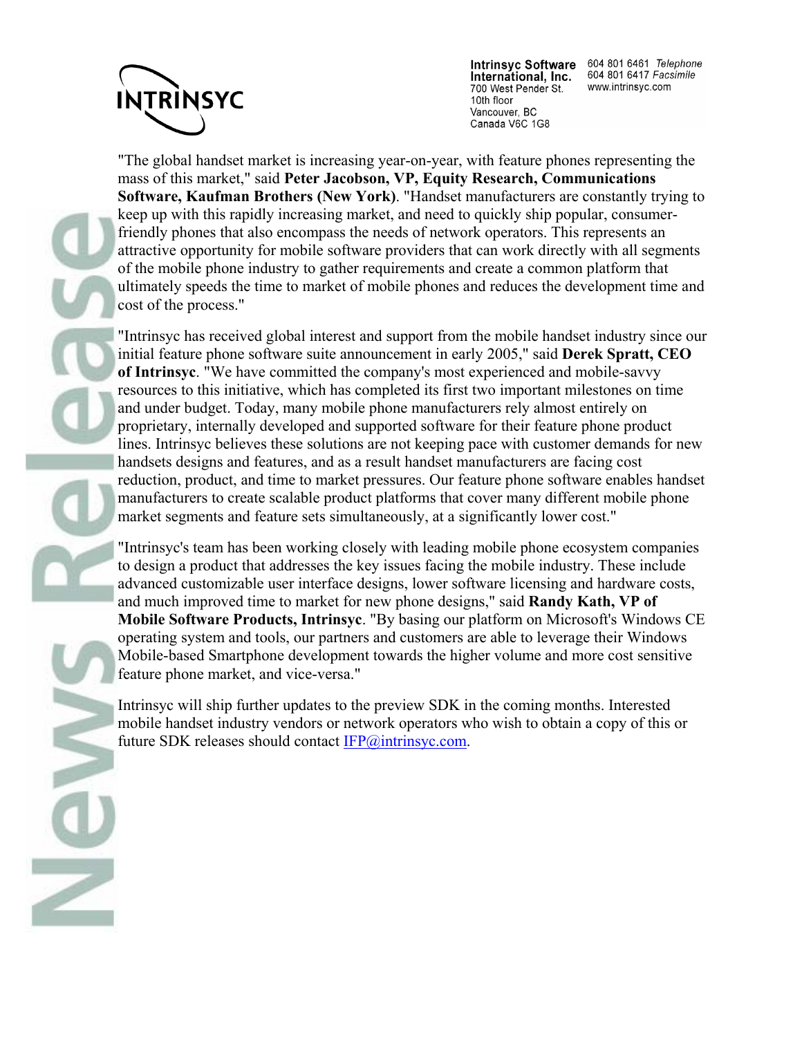"The global handset market is increasing year-on-year, with feature phones representing the mass of this market," said **Peter Jacobson, VP, Equity Research, Communications Software, Kaufman Brothers (New York)**. "Handset manufacturers are constantly trying to keep up with this rapidly increasing market, and need to quickly ship popular, consumer-friendly phones that also encompass the needs of network operators. This represents an attractive opportunity for mobile software providers that can work directly with all segments of the mobile phone industry to gather requirements and create a common platform that ultimately speeds the time to market of mobile phones and reduces the development time and cost of the process."

"Intrinsyc has received global interest and support from the mobile handset industry since our initial feature phone software suite announcement in early 2005," said **Derek Spratt, CEO of Intrinsyc**. "We have committed the company's most experienced and mobile-savvy resources to this initiative, which has completed its first two important milestones on time and under budget. Today, many mobile phone manufacturers rely almost entirely on proprietary, internally developed and supported software for their feature phone product lines. Intrinsyc believes these solutions are not keeping pace with customer demands for new handsets designs and features, and as a result handset manufacturers are facing cost reduction, product, and time to market pressures. Our feature phone software enables handset manufacturers to create scalable product platforms that cover many different mobile phone market segments and feature sets simultaneously, at a significantly lower cost."

"Intrinsyc's team has been working closely with leading mobile phone ecosystem companies to design a product that addresses the key issues facing the mobile industry. These include advanced customizable user interface designs, lower software licensing and hardware costs, and much improved time to market for new phone designs," said **Randy Kath, VP of Mobile Software Products, Intrinsyc**. "By basing our platform on Microsoft's Windows CE operating system and tools, our partners and customers are able to leverage their Windows Mobile-based Smartphone development towards the higher volume and more cost sensitive feature phone market, and vice-versa."

Intrinsyc will ship further updates to the preview SDK in the coming months. Interested mobile handset industry vendors or network operators who wish to obtain a copy of this or future SDK releases should contact IFP@intrinsyc.com.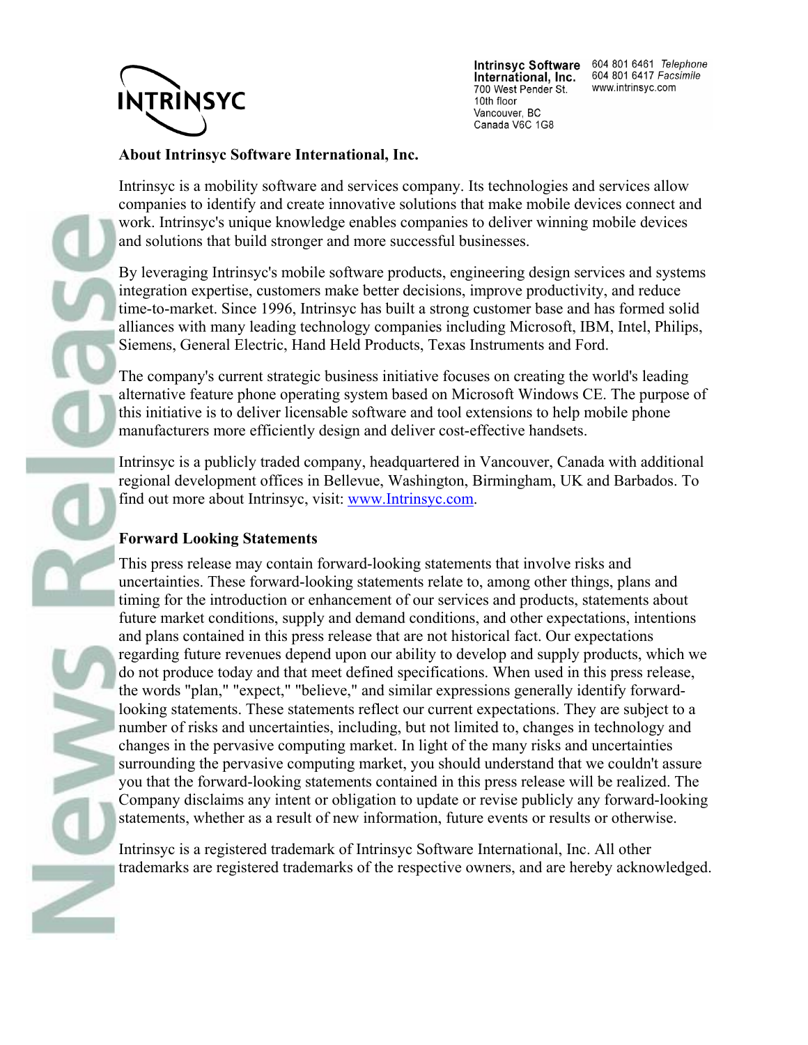Intrinsyc Software International, Inc.
700 West Pender St.
10th floor
Vancouver, BC
Canada V6C 1G8

604 801 6461 *Telephone*
604 801 6417 *Facsimile*
www.intrinsyc.com

**About Intrinsyc Software International, Inc.**

Intrinsyc is a mobility software and services company. Its technologies and services allow companies to identify and create innovative solutions that make mobile devices connect and work. Intrinsyc's unique knowledge enables companies to deliver winning mobile devices and solutions that build stronger and more successful businesses.

By leveraging Intrinsyc's mobile software products, engineering design services and systems integration expertise, customers make better decisions, improve productivity, and reduce time-to-market. Since 1996, Intrinsyc has built a strong customer base and has formed solid alliances with many leading technology companies including Microsoft, IBM, Intel, Philips, Siemens, General Electric, Hand Held Products, Texas Instruments and Ford.

The company's current strategic business initiative focuses on creating the world's leading alternative feature phone operating system based on Microsoft Windows CE. The purpose of this initiative is to deliver licensable software and tool extensions to help mobile phone manufacturers more efficiently design and deliver cost-effective handsets.

Intrinsyc is a publicly traded company, headquartered in Vancouver, Canada with additional regional development offices in Bellevue, Washington, Birmingham, UK and Barbados. To find out more about Intrinsyc, visit: www.Intrinsyc.com.

**Forward Looking Statements**

This press release may contain forward-looking statements that involve risks and uncertainties. These forward-looking statements relate to, among other things, plans and timing for the introduction or enhancement of our services and products, statements about future market conditions, supply and demand conditions, and other expectations, intentions and plans contained in this press release that are not historical fact. Our expectations regarding future revenues depend upon our ability to develop and supply products, which we do not produce today and that meet defined specifications. When used in this press release, the words "plan," "expect," "believe," and similar expressions generally identify forward-looking statements. These statements reflect our current expectations. They are subject to a number of risks and uncertainties, including, but not limited to, changes in technology and changes in the pervasive computing market. In light of the many risks and uncertainties surrounding the pervasive computing market, you should understand that we couldn't assure you that the forward-looking statements contained in this press release will be realized. The Company disclaims any intent or obligation to update or revise publicly any forward-looking statements, whether as a result of new information, future events or results or otherwise.

Intrinsyc is a registered trademark of Intrinsyc Software International, Inc. All other trademarks are registered trademarks of the respective owners, and are hereby acknowledged.